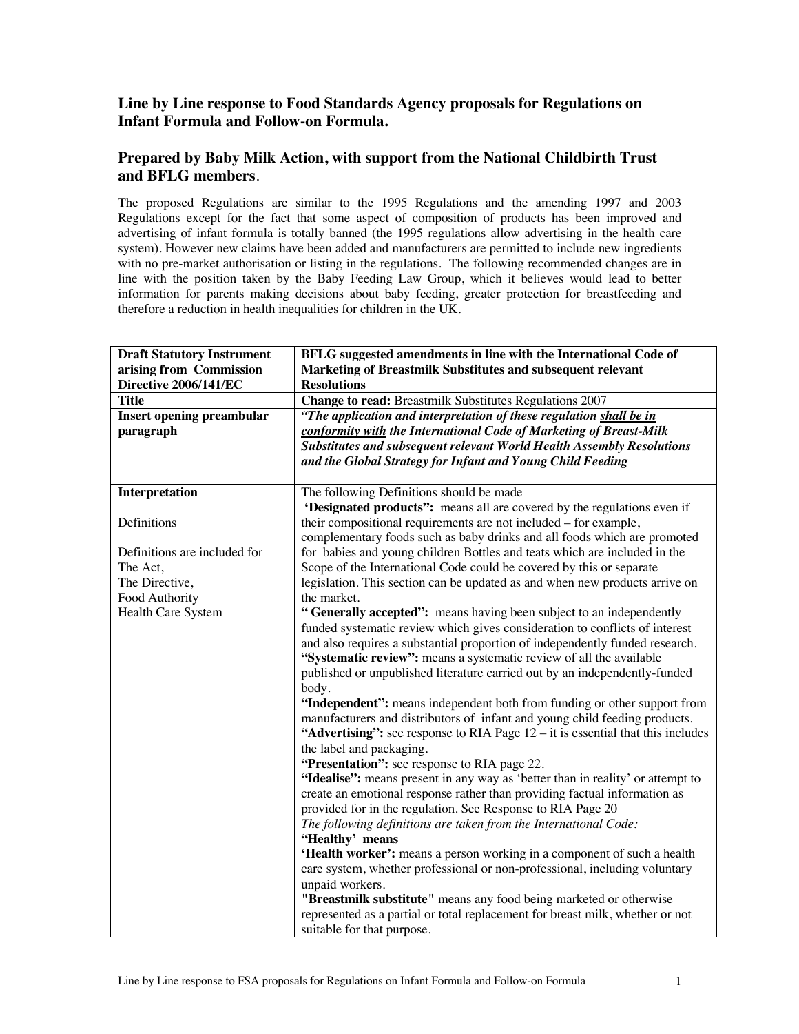## Line by Line response to Food Standards Agency proposals for Regulations on Infant Formula and Follow-on Formula.

## Prepared by Baby Milk Action, with support from the National Childbirth Trust and BFLG members.

The proposed Regulations are similar to the 1995 Regulations and the amending 1997 and 2003 Regulations except for the fact that some aspect of composition of products has been improved and advertising of infant formula is totally banned (the 1995 regulations allow advertising in the health care system). However new claims have been added and manufacturers are permitted to include new ingredients with no pre-market authorisation or listing in the regulations. The following recommended changes are in line with the position taken by the Baby Feeding Law Group, which it believes would lead to better information for parents making decisions about baby feeding, greater protection for breastfeeding and therefore a reduction in health inequalities for children in the UK.

| Draft Statutory Instrument arising from Commission Directive 2006/141/EC | BFLG suggested amendments in line with the International Code of Marketing of Breastmilk Substitutes and subsequent relevant Resolutions |
|---|---|
| **Title** | **Change to read:** Breastmilk Substitutes Regulations 2007 |
| **Insert opening preambular paragraph** | ***"The application and interpretation of these regulation shall be in conformity with the International Code of Marketing of Breast-Milk Substitutes and subsequent relevant World Health Assembly Resolutions and the Global Strategy for Infant and Young Child Feeding*** |
| **Interpretation**<br><br>Definitions<br><br>Definitions are included for<br>The Act,<br>The Directive,<br>Food Authority<br>Health Care System | The following Definitions should be made<br>**'Designated products":** means all are covered by the regulations even if their compositional requirements are not included – for example, complementary foods such as baby drinks and all foods which are promoted for babies and young children Bottles and teats which are included in the Scope of the International Code could be covered by this or separate legislation. This section can be updated as and when new products arrive on the market.<br>**" Generally accepted":** means having been subject to an independently funded systematic review which gives consideration to conflicts of interest and also requires a substantial proportion of independently funded research.<br>**"Systematic review":** means a systematic review of all the available published or unpublished literature carried out by an independently-funded body.<br>**"Independent":** means independent both from funding or other support from manufacturers and distributors of infant and young child feeding products.<br>**"Advertising":** see response to RIA Page 12 – it is essential that this includes the label and packaging.<br>**"Presentation":** see response to RIA page 22.<br>**"Idealise":** means present in any way as 'better than in reality' or attempt to create an emotional response rather than providing factual information as provided for in the regulation. See Response to RIA Page 20<br>*The following definitions are taken from the International Code:*<br>**'Healthy' means**<br>**'Health worker':** means a person working in a component of such a health care system, whether professional or non-professional, including voluntary unpaid workers.<br>"**Breastmilk substitute**" means any food being marketed or otherwise represented as a partial or total replacement for breast milk, whether or not suitable for that purpose. |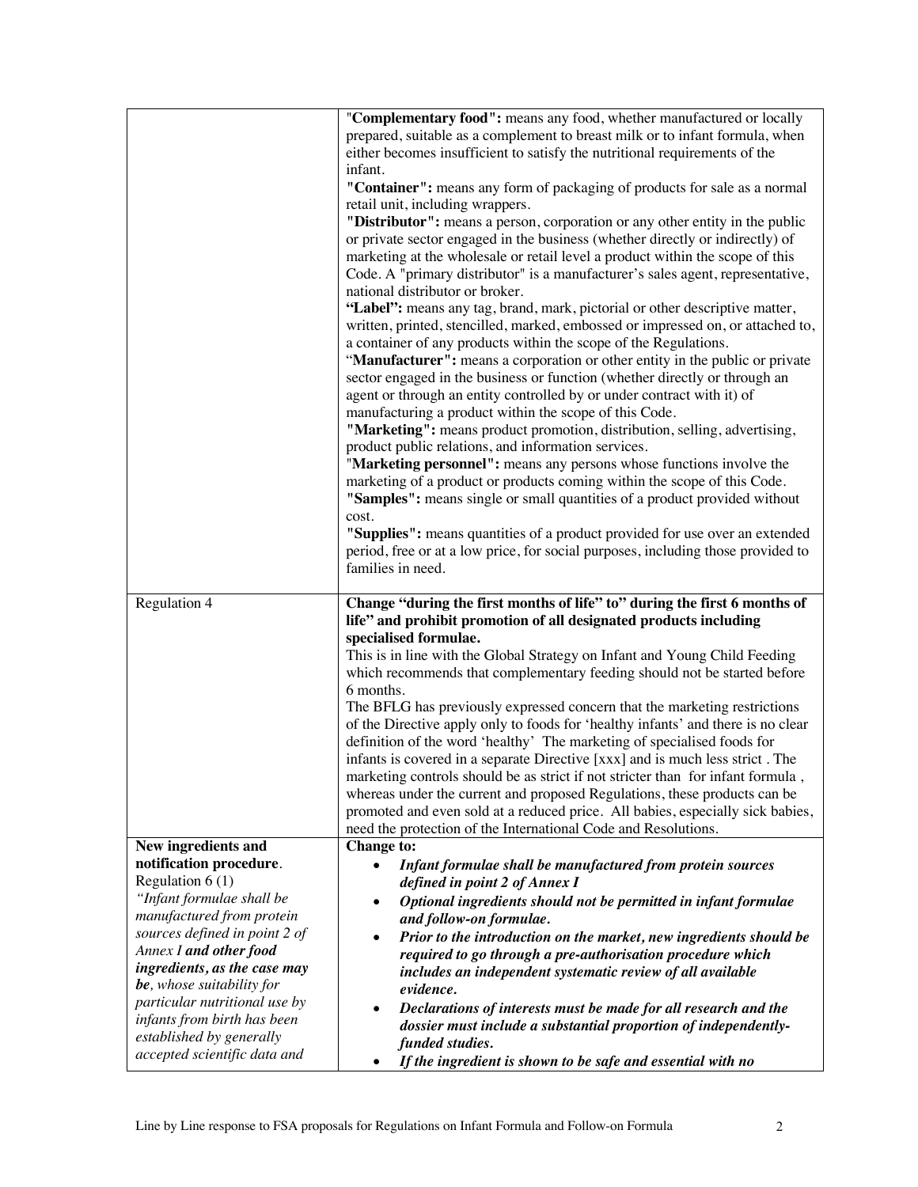| | |
|---|---|
| | "**Complementary food":** means any food, whether manufactured or locally prepared, suitable as a complement to breast milk or to infant formula, when either becomes insufficient to satisfy the nutritional requirements of the infant.<br>"**Container":** means any form of packaging of products for sale as a normal retail unit, including wrappers.<br>"**Distributor":** means a person, corporation or any other entity in the public or private sector engaged in the business (whether directly or indirectly) of marketing at the wholesale or retail level a product within the scope of this Code. A "primary distributor" is a manufacturer's sales agent, representative, national distributor or broker.<br>"**Label":** means any tag, brand, mark, pictorial or other descriptive matter, written, printed, stencilled, marked, embossed or impressed on, or attached to, a container of any products within the scope of the Regulations.<br>"**Manufacturer":** means a corporation or other entity in the public or private sector engaged in the business or function (whether directly or through an agent or through an entity controlled by or under contract with it) of manufacturing a product within the scope of this Code.<br>"**Marketing":** means product promotion, distribution, selling, advertising, product public relations, and information services.<br>"**Marketing personnel":** means any persons whose functions involve the marketing of a product or products coming within the scope of this Code.<br>"**Samples":** means single or small quantities of a product provided without cost.<br>"**Supplies":** means quantities of a product provided for use over an extended period, free or at a low price, for social purposes, including those provided to families in need. |
| Regulation 4 | **Change "during the first months of life" to" during the first 6 months of life" and prohibit promotion of all designated products including specialised formulae.**<br>This is in line with the Global Strategy on Infant and Young Child Feeding which recommends that complementary feeding should not be started before 6 months.<br>The BFLG has previously expressed concern that the marketing restrictions of the Directive apply only to foods for 'healthy infants' and there is no clear definition of the word 'healthy' The marketing of specialised foods for infants is covered in a separate Directive [xxx] and is much less strict . The marketing controls should be as strict if not stricter than for infant formula , whereas under the current and proposed Regulations, these products can be promoted and even sold at a reduced price. All babies, especially sick babies, need the protection of the International Code and Resolutions. |
| **New ingredients and notification procedure**.<br>Regulation 6 (1)<br>*"Infant formulae shall be manufactured from protein sources defined in point 2 of Annex I* ***and other food ingredients, as the case may be****, whose suitability for particular nutritional use by infants from birth has been established by generally accepted scientific data and* | **Change to:**<br>• ***Infant formulae shall be manufactured from protein sources defined in point 2 of Annex I***<br>• ***Optional ingredients should not be permitted in infant formulae and follow-on formulae.***<br>• ***Prior to the introduction on the market, new ingredients should be required to go through a pre-authorisation procedure which includes an independent systematic review of all available evidence.***<br>• ***Declarations of interests must be made for all research and the dossier must include a substantial proportion of independently-funded studies.***<br>• ***If the ingredient is shown to be safe and essential with no*** |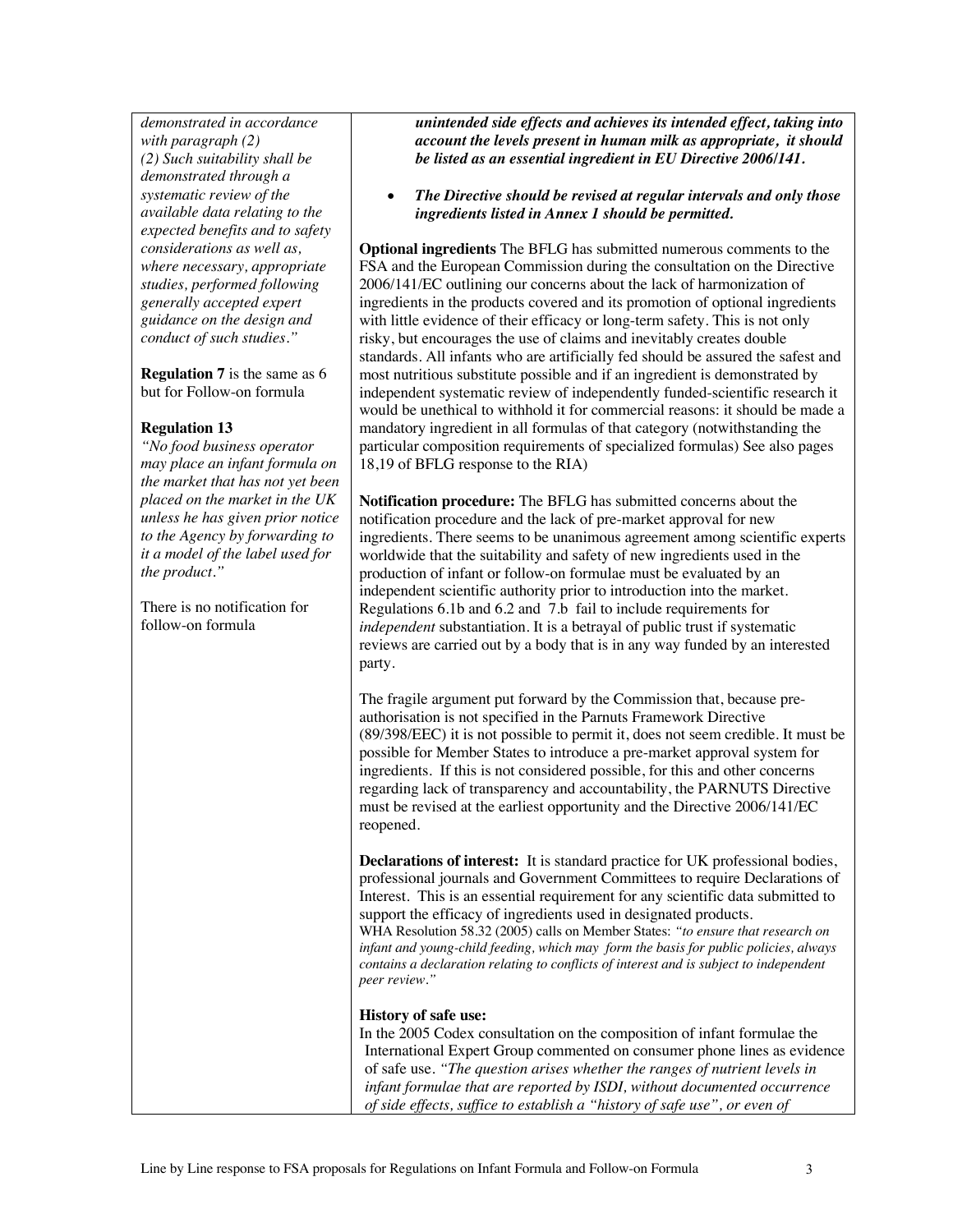| | |
|---|---|
| *demonstrated in accordance with paragraph (2)*<br>*(2) Such suitability shall be demonstrated through a systematic review of the available data relating to the expected benefits and to safety considerations as well as, where necessary, appropriate studies, performed following generally accepted expert guidance on the design and conduct of such studies."*<br><br>**Regulation 7** is the same as 6 but for Follow-on formula<br><br>**Regulation 13**<br>*"No food business operator may place an infant formula on the market that has not yet been placed on the market in the UK unless he has given prior notice to the Agency by forwarding to it a model of the label used for the product."*<br><br>There is no notification for follow-on formula | ***unintended side effects and achieves its intended effect, taking into account the levels present in human milk as appropriate, it should be listed as an essential ingredient in EU Directive 2006/141.***<br><br>• ***The Directive should be revised at regular intervals and only those ingredients listed in Annex 1 should be permitted.***<br><br>**Optional ingredients** The BFLG has submitted numerous comments to the FSA and the European Commission during the consultation on the Directive 2006/141/EC outlining our concerns about the lack of harmonization of ingredients in the products covered and its promotion of optional ingredients with little evidence of their efficacy or long-term safety. This is not only risky, but encourages the use of claims and inevitably creates double standards. All infants who are artificially fed should be assured the safest and most nutritious substitute possible and if an ingredient is demonstrated by independent systematic review of independently funded-scientific research it would be unethical to withhold it for commercial reasons: it should be made a mandatory ingredient in all formulas of that category (notwithstanding the particular composition requirements of specialized formulas) See also pages 18,19 of BFLG response to the RIA)<br><br>**Notification procedure:** The BFLG has submitted concerns about the notification procedure and the lack of pre-market approval for new ingredients. There seems to be unanimous agreement among scientific experts worldwide that the suitability and safety of new ingredients used in the production of infant or follow-on formulae must be evaluated by an independent scientific authority prior to introduction into the market. Regulations 6.1b and 6.2 and 7.b fail to include requirements for *independent* substantiation. It is a betrayal of public trust if systematic reviews are carried out by a body that is in any way funded by an interested party.<br><br>The fragile argument put forward by the Commission that, because pre-authorisation is not specified in the Parnuts Framework Directive (89/398/EEC) it is not possible to permit it, does not seem credible. It must be possible for Member States to introduce a pre-market approval system for ingredients. If this is not considered possible, for this and other concerns regarding lack of transparency and accountability, the PARNUTS Directive must be revised at the earliest opportunity and the Directive 2006/141/EC reopened.<br><br>**Declarations of interest:** It is standard practice for UK professional bodies, professional journals and Government Committees to require Declarations of Interest. This is an essential requirement for any scientific data submitted to support the efficacy of ingredients used in designated products.<br>WHA Resolution 58.32 (2005) calls on Member States: *"to ensure that research on infant and young-child feeding, which may form the basis for public policies, always contains a declaration relating to conflicts of interest and is subject to independent peer review."*<br><br>**History of safe use:**<br>In the 2005 Codex consultation on the composition of infant formulae the International Expert Group commented on consumer phone lines as evidence of safe use. *"The question arises whether the ranges of nutrient levels in infant formulae that are reported by ISDI, without documented occurrence of side effects, suffice to establish a "history of safe use", or even of* |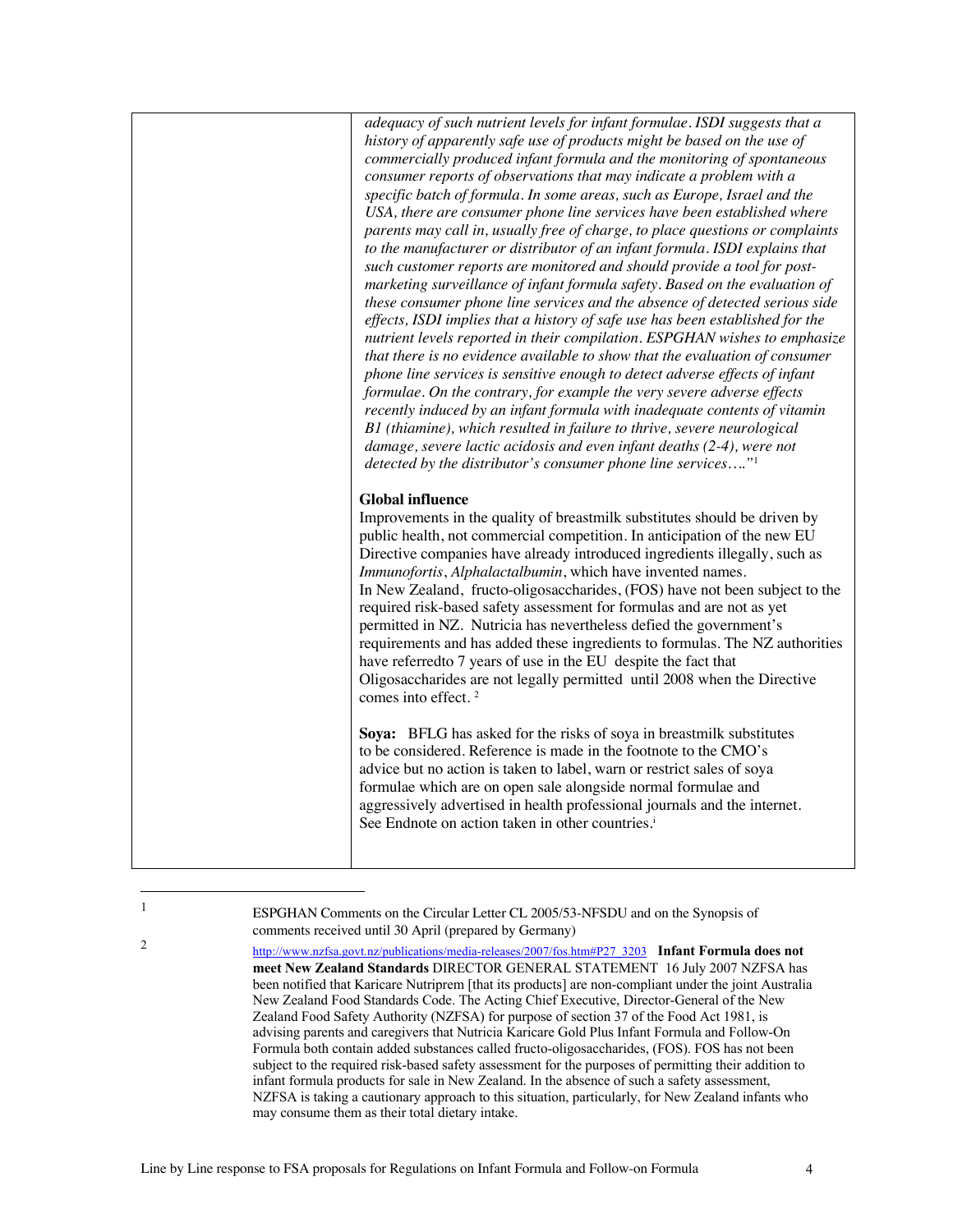| | |
|---|---|
| | *adequacy of such nutrient levels for infant formulae. ISDI suggests that a history of apparently safe use of products might be based on the use of commercially produced infant formula and the monitoring of spontaneous consumer reports of observations that may indicate a problem with a specific batch of formula. In some areas, such as Europe, Israel and the USA, there are consumer phone line services have been established where parents may call in, usually free of charge, to place questions or complaints to the manufacturer or distributor of an infant formula. ISDI explains that such customer reports are monitored and should provide a tool for post-marketing surveillance of infant formula safety. Based on the evaluation of these consumer phone line services and the absence of detected serious side effects, ISDI implies that a history of safe use has been established for the nutrient levels reported in their compilation. ESPGHAN wishes to emphasize that there is no evidence available to show that the evaluation of consumer phone line services is sensitive enough to detect adverse effects of infant formulae. On the contrary, for example the very severe adverse effects recently induced by an infant formula with inadequate contents of vitamin B1 (thiamine), which resulted in failure to thrive, severe neurological damage, severe lactic acidosis and even infant deaths (2-4), were not detected by the distributor's consumer phone line services…."*[1]<br><br>**Global influence**<br>Improvements in the quality of breastmilk substitutes should be driven by public health, not commercial competition. In anticipation of the new EU Directive companies have already introduced ingredients illegally, such as *Immunofortis*, *Alphalactalbumin*, which have invented names.<br>In New Zealand, fructo-oligosaccharides, (FOS) have not been subject to the required risk-based safety assessment for formulas and are not as yet permitted in NZ. Nutricia has nevertheless defied the government's requirements and has added these ingredients to formulas. The NZ authorities have referredto 7 years of use in the EU despite the fact that Oligosaccharides are not legally permitted until 2008 when the Directive comes into effect. [2]<br><br>**Soya:** BFLG has asked for the risks of soya in breastmilk substitutes to be considered. Reference is made in the footnote to the CMO's advice but no action is taken to label, warn or restrict sales of soya formulae which are on open sale alongside normal formulae and aggressively advertised in health professional journals and the internet. See Endnote on action taken in other countries.[i] |

[1] ESPGHAN Comments on the Circular Letter CL 2005/53-NFSDU and on the Synopsis of comments received until 30 April (prepared by Germany)

[2] http://www.nzfsa.govt.nz/publications/media-releases/2007/fos.htm#P27_3203 **Infant Formula does not meet New Zealand Standards** DIRECTOR GENERAL STATEMENT 16 July 2007 NZFSA has been notified that Karicare Nutriprem [that its products] are non-compliant under the joint Australia New Zealand Food Standards Code. The Acting Chief Executive, Director-General of the New Zealand Food Safety Authority (NZFSA) for purpose of section 37 of the Food Act 1981, is advising parents and caregivers that Nutricia Karicare Gold Plus Infant Formula and Follow-On Formula both contain added substances called fructo-oligosaccharides, (FOS). FOS has not been subject to the required risk-based safety assessment for the purposes of permitting their addition to infant formula products for sale in New Zealand. In the absence of such a safety assessment, NZFSA is taking a cautionary approach to this situation, particularly, for New Zealand infants who may consume them as their total dietary intake.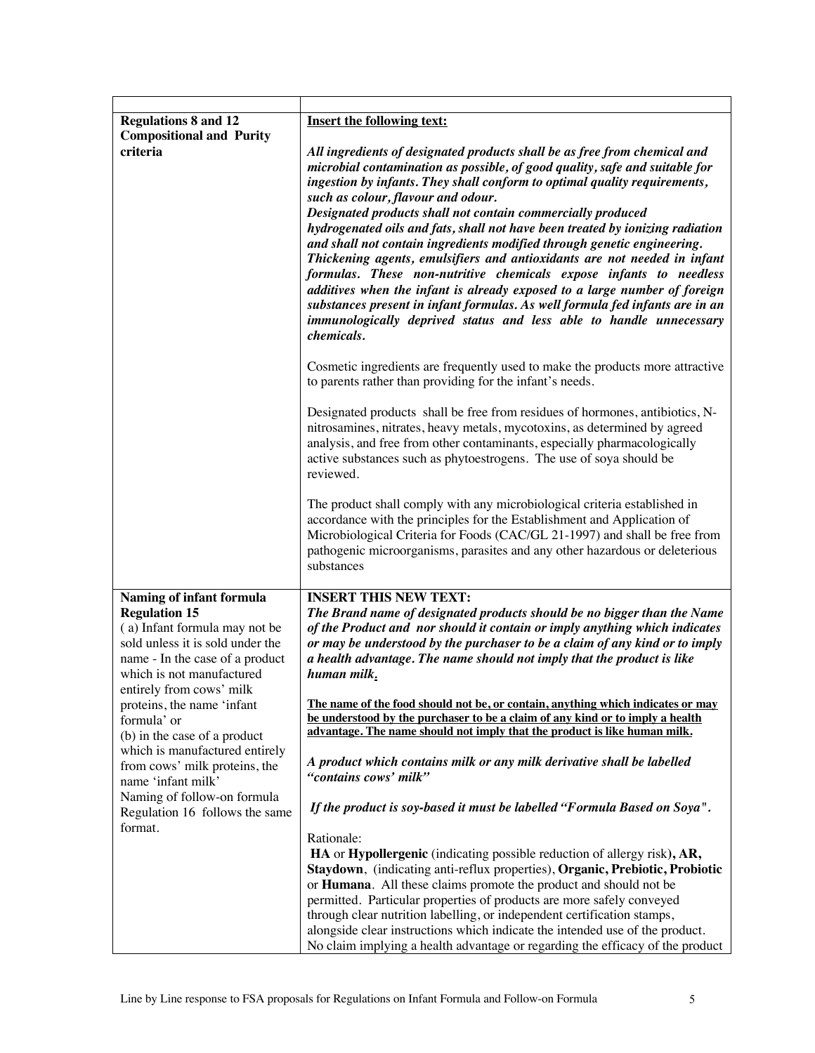| | |
|---|---|
| **Regulations 8 and 12 Compositional and Purity criteria** | **Insert the following text:**<br><br>***All ingredients of designated products shall be as free from chemical and microbial contamination as possible, of good quality, safe and suitable for ingestion by infants. They shall conform to optimal quality requirements, such as colour, flavour and odour.***<br>***Designated products shall not contain commercially produced hydrogenated oils and fats, shall not have been treated by ionizing radiation and shall not contain ingredients modified through genetic engineering.***<br>***Thickening agents, emulsifiers and antioxidants are not needed in infant formulas. These non-nutritive chemicals expose infants to needless additives when the infant is already exposed to a large number of foreign substances present in infant formulas. As well formula fed infants are in an immunologically deprived status and less able to handle unnecessary chemicals.***<br><br>Cosmetic ingredients are frequently used to make the products more attractive to parents rather than providing for the infant's needs.<br><br>Designated products shall be free from residues of hormones, antibiotics, N-nitrosamines, nitrates, heavy metals, mycotoxins, as determined by agreed analysis, and free from other contaminants, especially pharmacologically active substances such as phytoestrogens. The use of soya should be reviewed.<br><br>The product shall comply with any microbiological criteria established in accordance with the principles for the Establishment and Application of Microbiological Criteria for Foods (CAC/GL 21-1997) and shall be free from pathogenic microorganisms, parasites and any other hazardous or deleterious substances |
| **Naming of infant formula Regulation 15**<br>( a) Infant formula may not be sold unless it is sold under the name - In the case of a product which is not manufactured entirely from cows' milk proteins, the name 'infant formula' or<br>(b) in the case of a product which is manufactured entirely from cows' milk proteins, the name 'infant milk'<br>Naming of follow-on formula Regulation 16 follows the same format. | **INSERT THIS NEW TEXT:**<br>***The Brand name of designated products should be no bigger than the Name of the Product and nor should it contain or imply anything which indicates or may be understood by the purchaser to be a claim of any kind or to imply a health advantage. The name should not imply that the product is like human milk.***<br><br>**The name of the food should not be, or contain, anything which indicates or may be understood by the purchaser to be a claim of any kind or to imply a health advantage. The name should not imply that the product is like human milk.**<br><br>***A product which contains milk or any milk derivative shall be labelled "contains cows' milk"***<br><br>***If the product is soy-based it must be labelled "Formula Based on Soya".***<br><br>Rationale:<br>**HA** or **Hypollergenic** (indicating possible reduction of allergy risk)**, AR, Staydown**, (indicating anti-reflux properties), **Organic, Prebiotic, Probiotic** or **Humana**. All these claims promote the product and should not be permitted. Particular properties of products are more safely conveyed through clear nutrition labelling, or independent certification stamps, alongside clear instructions which indicate the intended use of the product. No claim implying a health advantage or regarding the efficacy of the product |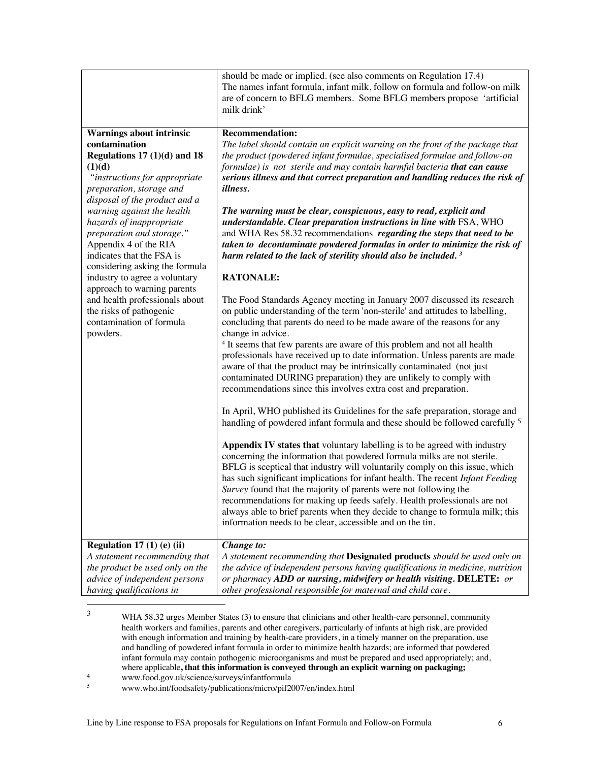| | |
|---|---|
| | should be made or implied. (see also comments on Regulation 17.4)<br>The names infant formula, infant milk, follow on formula and follow-on milk are of concern to BFLG members. Some BFLG members propose 'artificial milk drink' |
| **Warnings about intrinsic contamination**<br>**Regulations 17 (1)(d) and 18 (1)(d)**<br>*"instructions for appropriate preparation, storage and disposal of the product and a warning against the health hazards of inappropriate preparation and storage."*<br>Appendix 4 of the RIA indicates that the FSA is considering asking the formula industry to agree a voluntary approach to warning parents and health professionals about the risks of pathogenic contamination of formula powders. | **Recommendation:**<br>*The label should contain an explicit warning on the front of the package that the product (powdered infant formulae, specialised formulae and follow-on formulae) is not sterile and may contain harmful bacteria* ***that can cause serious illness and that correct preparation and handling reduces the risk of illness.***<br><br>***The warning must be clear, conspicuous, easy to read, explicit and understandable. Clear preparation instructions in line with*** FSA, WHO and WHA Res 58.32 recommendations ***regarding the steps that need to be taken to decontaminate powdered formulas in order to minimize the risk of harm related to the lack of sterility should also be included.*** [3]<br><br>**RATONALE:**<br><br>The Food Standards Agency meeting in January 2007 discussed its research on public understanding of the term 'non-sterile' and attitudes to labelling, concluding that parents do need to be made aware of the reasons for any change in advice.<br>[4] It seems that few parents are aware of this problem and not all health professionals have received up to date information. Unless parents are made aware of that the product may be intrinsically contaminated (not just contaminated DURING preparation) they are unlikely to comply with recommendations since this involves extra cost and preparation.<br><br>In April, WHO published its Guidelines for the safe preparation, storage and handling of powdered infant formula and these should be followed carefully [5]<br><br>**Appendix IV states that** voluntary labelling is to be agreed with industry concerning the information that powdered formula milks are not sterile. BFLG is sceptical that industry will voluntarily comply on this issue, which has such significant implications for infant health. The recent *Infant Feeding Survey* found that the majority of parents were not following the recommendations for making up feeds safely. Health professionals are not always able to brief parents when they decide to change to formula milk; this information needs to be clear, accessible and on the tin. |
| **Regulation 17 (1) (e) (ii)**<br>*A statement recommending that the product be used only on the advice of independent persons having qualifications in* | ***Change to:***<br>*A statement recommending that* **Designated products** *should be used only on the advice of independent persons having qualifications in medicine, nutrition or pharmacy* ***ADD or nursing, midwifery or health visiting.*** **DELETE:** ~~*or other professional responsible for maternal and child care*~~. |

[3] WHA 58.32 urges Member States (3) to ensure that clinicians and other health-care personnel, community health workers and families, parents and other caregivers, particularly of infants at high risk, are provided with enough information and training by health-care providers, in a timely manner on the preparation, use and handling of powdered infant formula in order to minimize health hazards; are informed that powdered infant formula may contain pathogenic microorganisms and must be prepared and used appropriately; and, where applicable**, that this information is conveyed through an explicit warning on packaging;**

[4] www.food.gov.uk/science/surveys/infantformula

[5] www.who.int/foodsafety/publications/micro/pif2007/en/index.html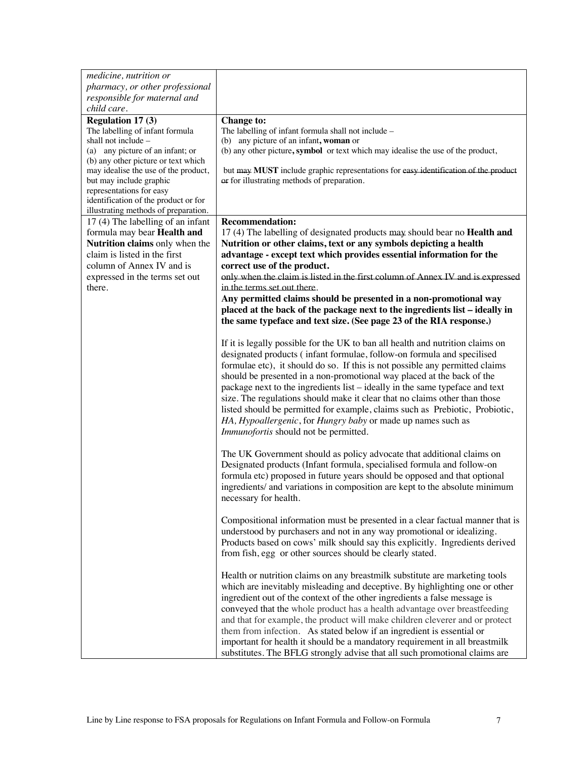| | |
|---|---|
| *medicine, nutrition or pharmacy, or other professional responsible for maternal and child care.* | |
| **Regulation 17 (3)**<br>The labelling of infant formula shall not include –<br>(a) any picture of an infant; or<br>(b) any other picture or text which may idealise the use of the product, but may include graphic representations for easy identification of the product or for illustrating methods of preparation. | **Change to:**<br>The labelling of infant formula shall not include –<br>(b) any picture of an infant**, woman** or<br>(b) any other picture**, symbol** or text which may idealise the use of the product,<br><br>but ~~may~~ **MUST** include graphic representations for ~~easy identification of the product or~~ for illustrating methods of preparation. |
| 17 (4) The labelling of an infant formula may bear **Health and Nutrition claims** only when the claim is listed in the first column of Annex IV and is expressed in the terms set out there. | **Recommendation:**<br>17 (4) The labelling of designated products ~~may~~ should bear no **Health ~~and~~ Nutrition or other claims, text or any symbols depicting a health advantage - except text which provides essential information for the correct use of the product.**<br>~~only when the claim is listed in the first column of Annex IV and is expressed in the terms set out there.~~<br>**Any permitted claims should be presented in a non-promotional way placed at the back of the package next to the ingredients list – ideally in the same typeface and text size. (See page 23 of the RIA response.)**<br><br>If it is legally possible for the UK to ban all health and nutrition claims on designated products ( infant formulae, follow-on formula and specilised formulae etc), it should do so. If this is not possible any permitted claims should be presented in a non-promotional way placed at the back of the package next to the ingredients list – ideally in the same typeface and text size. The regulations should make it clear that no claims other than those listed should be permitted for example, claims such as Prebiotic, Probiotic, *HA, Hypoallergenic*, for *Hungry baby* or made up names such as *Immunofortis* should not be permitted.<br><br>The UK Government should as policy advocate that additional claims on Designated products (Infant formula, specialised formula and follow-on formula etc) proposed in future years should be opposed and that optional ingredients/ and variations in composition are kept to the absolute minimum necessary for health.<br><br>Compositional information must be presented in a clear factual manner that is understood by purchasers and not in any way promotional or idealizing. Products based on cows' milk should say this explicitly. Ingredients derived from fish, egg or other sources should be clearly stated.<br><br>Health or nutrition claims on any breastmilk substitute are marketing tools which are inevitably misleading and deceptive. By highlighting one or other ingredient out of the context of the other ingredients a false message is conveyed that the whole product has a health advantage over breastfeeding and that for example, the product will make children cleverer and or protect them from infection. As stated below if an ingredient is essential or important for health it should be a mandatory requirement in all breastmilk substitutes. The BFLG strongly advise that all such promotional claims are |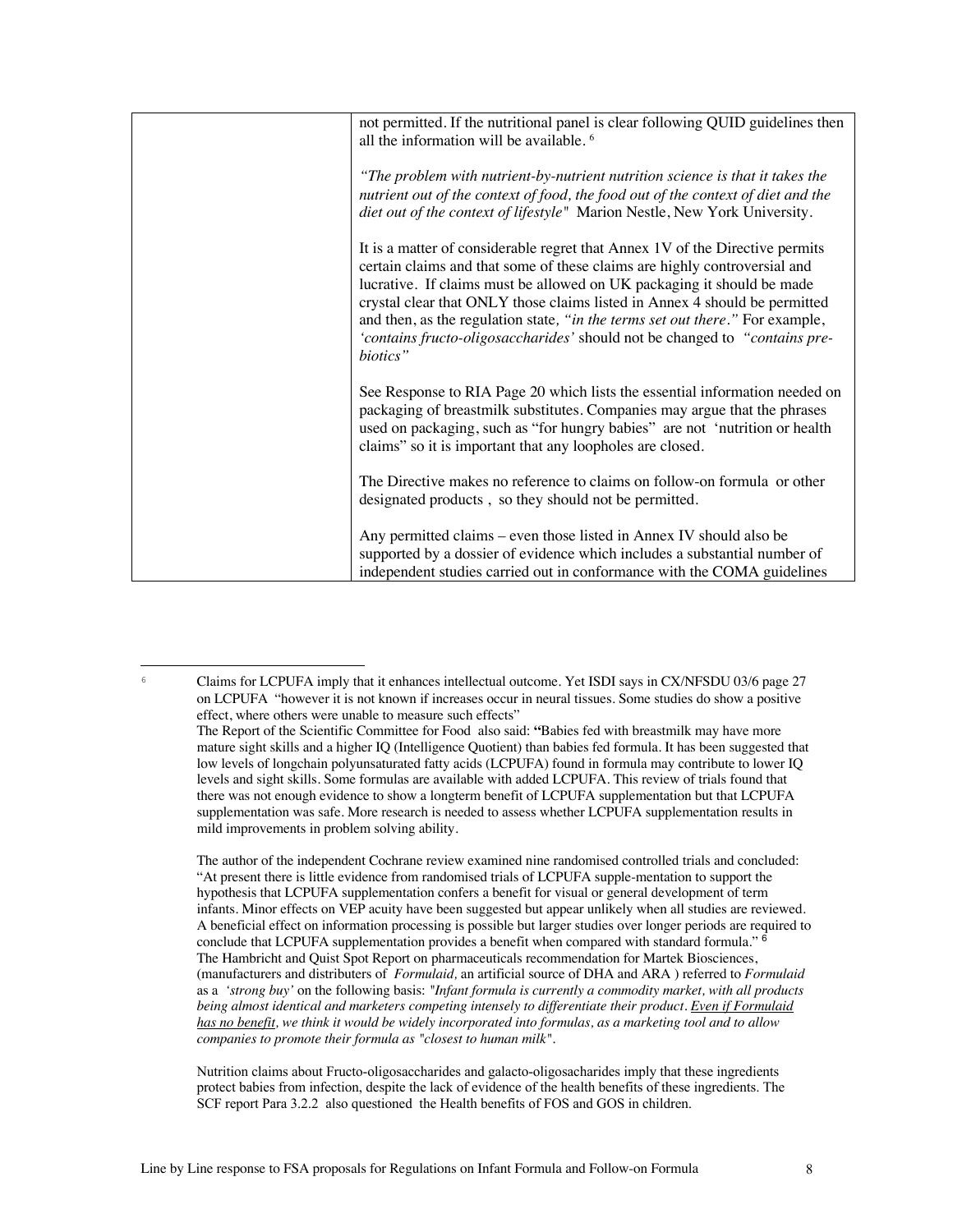| | |
|---|---|
| | not permitted. If the nutritional panel is clear following QUID guidelines then all the information will be available. [6]<br><br>*"The problem with nutrient-by-nutrient nutrition science is that it takes the nutrient out of the context of food, the food out of the context of diet and the diet out of the context of lifestyle"* Marion Nestle, New York University.<br><br>It is a matter of considerable regret that Annex 1V of the Directive permits certain claims and that some of these claims are highly controversial and lucrative. If claims must be allowed on UK packaging it should be made crystal clear that ONLY those claims listed in Annex 4 should be permitted and then, as the regulation state, *"in the terms set out there."* For example, *'contains fructo-oligosaccharides'* should not be changed to *"contains pre-biotics"*<br><br>See Response to RIA Page 20 which lists the essential information needed on packaging of breastmilk substitutes. Companies may argue that the phrases used on packaging, such as "for hungry babies" are not 'nutrition or health claims" so it is important that any loopholes are closed.<br><br>The Directive makes no reference to claims on follow-on formula or other designated products , so they should not be permitted.<br><br>Any permitted claims – even those listed in Annex IV should also be supported by a dossier of evidence which includes a substantial number of independent studies carried out in conformance with the COMA guidelines |

---

[6] Claims for LCPUFA imply that it enhances intellectual outcome. Yet ISDI says in CX/NFSDU 03/6 page 27 on LCPUFA "however it is not known if increases occur in neural tissues. Some studies do show a positive effect, where others were unable to measure such effects"
The Report of the Scientific Committee for Food also said: **"**Babies fed with breastmilk may have more mature sight skills and a higher IQ (Intelligence Quotient) than babies fed formula. It has been suggested that low levels of longchain polyunsaturated fatty acids (LCPUFA) found in formula may contribute to lower IQ levels and sight skills. Some formulas are available with added LCPUFA. This review of trials found that there was not enough evidence to show a longterm benefit of LCPUFA supplementation but that LCPUFA supplementation was safe. More research is needed to assess whether LCPUFA supplementation results in mild improvements in problem solving ability.

The author of the independent Cochrane review examined nine randomised controlled trials and concluded: "At present there is little evidence from randomised trials of LCPUFA supple-mentation to support the hypothesis that LCPUFA supplementation confers a benefit for visual or general development of term infants. Minor effects on VEP acuity have been suggested but appear unlikely when all studies are reviewed. A beneficial effect on information processing is possible but larger studies over longer periods are required to conclude that LCPUFA supplementation provides a benefit when compared with standard formula." [6]
The Hambricht and Quist Spot Report on pharmaceuticals recommendation for Martek Biosciences, (manufacturers and distributers of *Formulaid,* an artificial source of DHA and ARA ) referred to *Formulaid* as a *'strong buy'* on the following basis: *"Infant formula is currently a commodity market, with all products being almost identical and marketers competing intensely to differentiate their product. Even if Formulaid has no benefit, we think it would be widely incorporated into formulas, as a marketing tool and to allow companies to promote their formula as "closest to human milk".*

Nutrition claims about Fructo-oligosaccharides and galacto-oligosacharides imply that these ingredients protect babies from infection, despite the lack of evidence of the health benefits of these ingredients. The SCF report Para 3.2.2 also questioned the Health benefits of FOS and GOS in children.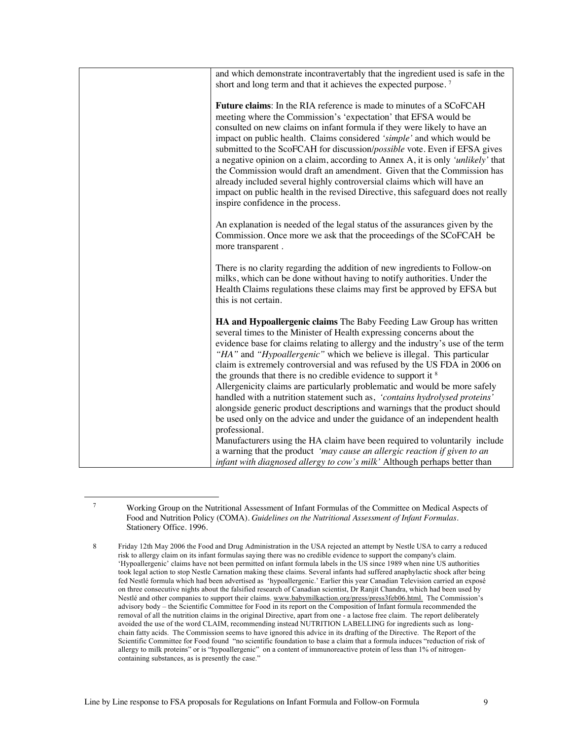| | |
|---|---|
| | and which demonstrate incontravertably that the ingredient used is safe in the short and long term and that it achieves the expected purpose. [7]<br><br>**Future claims**: In the RIA reference is made to minutes of a SCoFCAH meeting where the Commission's 'expectation' that EFSA would be consulted on new claims on infant formula if they were likely to have an impact on public health. Claims considered *'simple'* and which would be submitted to the ScoFCAH for discussion/*possible* vote. Even if EFSA gives a negative opinion on a claim, according to Annex A, it is only *'unlikely'* that the Commission would draft an amendment. Given that the Commission has already included several highly controversial claims which will have an impact on public health in the revised Directive, this safeguard does not really inspire confidence in the process.<br><br>An explanation is needed of the legal status of the assurances given by the Commission. Once more we ask that the proceedings of the SCoFCAH be more transparent .<br><br>There is no clarity regarding the addition of new ingredients to Follow-on milks, which can be done without having to notify authorities. Under the Health Claims regulations these claims may first be approved by EFSA but this is not certain.<br><br>**HA and Hypoallergenic claims** The Baby Feeding Law Group has written several times to the Minister of Health expressing concerns about the evidence base for claims relating to allergy and the industry's use of the term *"HA"* and *"Hypoallergenic"* which we believe is illegal. This particular claim is extremely controversial and was refused by the US FDA in 2006 on the grounds that there is no credible evidence to support it [8]<br>Allergenicity claims are particularly problematic and would be more safely handled with a nutrition statement such as, *'contains hydrolysed proteins'* alongside generic product descriptions and warnings that the product should be used only on the advice and under the guidance of an independent health professional.<br>Manufacturers using the HA claim have been required to voluntarily include a warning that the product *'may cause an allergic reaction if given to an infant with diagnosed allergy to cow's milk'* Although perhaps better than |

---

[7] Working Group on the Nutritional Assessment of Infant Formulas of the Committee on Medical Aspects of Food and Nutrition Policy (COMA). *Guidelines on the Nutritional Assessment of Infant Formulas*. Stationery Office. 1996.

[8] Friday 12th May 2006 the Food and Drug Administration in the USA rejected an attempt by Nestle USA to carry a reduced risk to allergy claim on its infant formulas saying there was no credible evidence to support the company's claim. 'Hypoallergenic' claims have not been permitted on infant formula labels in the US since 1989 when nine US authorities took legal action to stop Nestle Carnation making these claims. Several infants had suffered anaphylactic shock after being fed Nestlé formula which had been advertised as 'hypoallergenic.' Earlier this year Canadian Television carried an exposé on three consecutive nights about the falsified research of Canadian scientist, Dr Ranjit Chandra, which had been used by Nestlé and other companies to support their claims. www.babymilkaction.org/press/press3feb06.html. The Commission's advisory body – the Scientific Committee for Food in its report on the Composition of Infant formula recommended the removal of all the nutrition claims in the original Directive, apart from one - a lactose free claim. The report deliberately avoided the use of the word CLAIM, recommending instead NUTRITION LABELLING for ingredients such as long-chain fatty acids. The Commission seems to have ignored this advice in its drafting of the Directive. The Report of the Scientific Committee for Food found "no scientific foundation to base a claim that a formula induces "reduction of risk of allergy to milk proteins" or is "hypoallergenic" on a content of immunoreactive protein of less than 1% of nitrogen-containing substances, as is presently the case."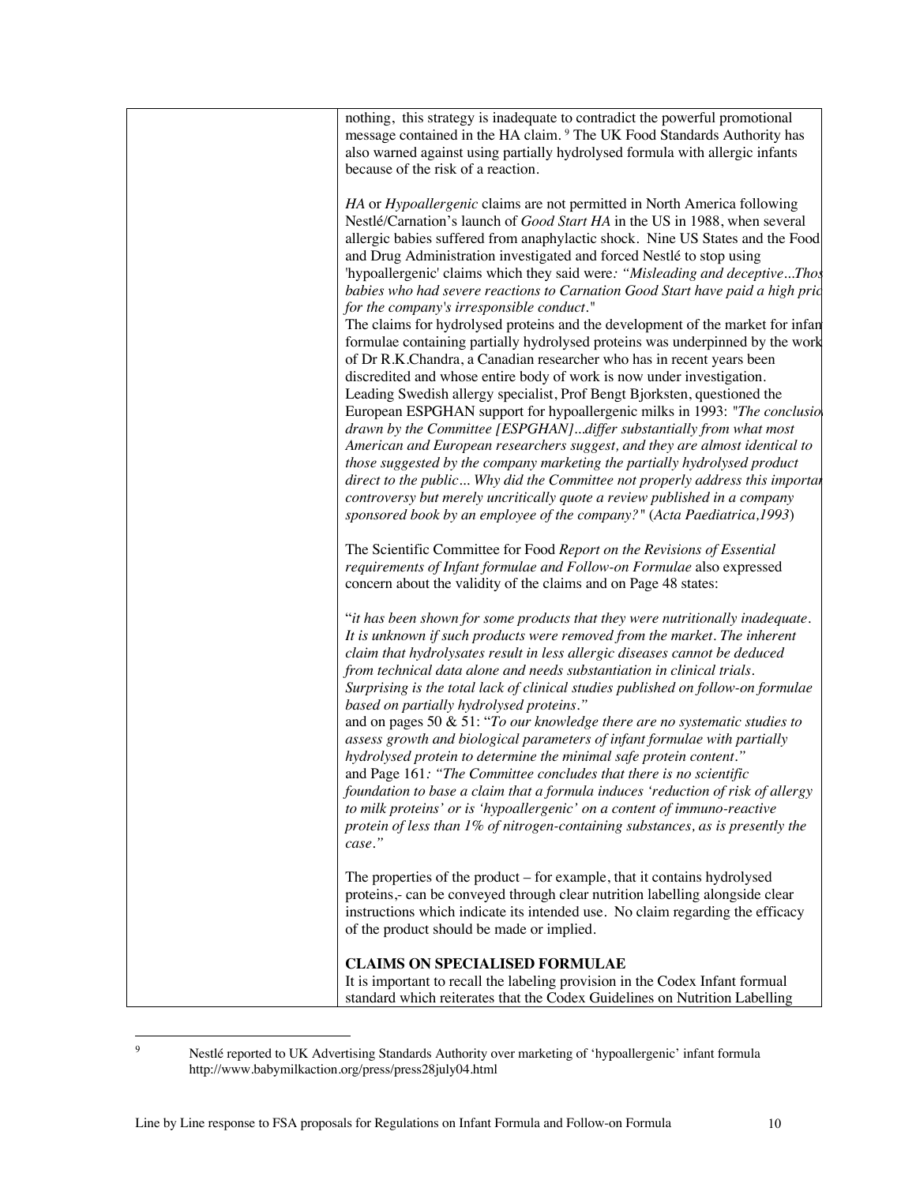nothing, this strategy is inadequate to contradict the powerful promotional message contained in the HA claim. [9] The UK Food Standards Authority has also warned against using partially hydrolysed formula with allergic infants because of the risk of a reaction.

*HA* or *Hypoallergenic* claims are not permitted in North America following Nestlé/Carnation's launch of *Good Start HA* in the US in 1988, when several allergic babies suffered from anaphylactic shock. Nine US States and the Food and Drug Administration investigated and forced Nestlé to stop using 'hypoallergenic' claims which they said were*: "Misleading and deceptive...Thos babies who had severe reactions to Carnation Good Start have paid a high pric for the company's irresponsible conduct."*
The claims for hydrolysed proteins and the development of the market for infan formulae containing partially hydrolysed proteins was underpinned by the work of Dr R.K.Chandra, a Canadian researcher who has in recent years been discredited and whose entire body of work is now under investigation.
Leading Swedish allergy specialist, Prof Bengt Bjorksten, questioned the European ESPGHAN support for hypoallergenic milks in 1993: *"The conclusio drawn by the Committee [ESPGHAN]...differ substantially from what most American and European researchers suggest, and they are almost identical to those suggested by the company marketing the partially hydrolysed product direct to the public... Why did the Committee not properly address this importar controversy but merely uncritically quote a review published in a company sponsored book by an employee of the company?"* (*Acta Paediatrica,1993*)

The Scientific Committee for Food *Report on the Revisions of Essential requirements of Infant formulae and Follow-on Formulae* also expressed concern about the validity of the claims and on Page 48 states:

"*it has been shown for some products that they were nutritionally inadequate. It is unknown if such products were removed from the market. The inherent claim that hydrolysates result in less allergic diseases cannot be deduced from technical data alone and needs substantiation in clinical trials. Surprising is the total lack of clinical studies published on follow-on formulae based on partially hydrolysed proteins."*
and on pages 50 & 51: "*To our knowledge there are no systematic studies to assess growth and biological parameters of infant formulae with partially hydrolysed protein to determine the minimal safe protein content."*
and Page 161*: "The Committee concludes that there is no scientific foundation to base a claim that a formula induces 'reduction of risk of allergy to milk proteins' or is 'hypoallergenic' on a content of immuno-reactive protein of less than 1% of nitrogen-containing substances, as is presently the case."*

The properties of the product – for example, that it contains hydrolysed proteins,- can be conveyed through clear nutrition labelling alongside clear instructions which indicate its intended use. No claim regarding the efficacy of the product should be made or implied.

**CLAIMS ON SPECIALISED FORMULAE**
It is important to recall the labeling provision in the Codex Infant formual standard which reiterates that the Codex Guidelines on Nutrition Labelling

[9] Nestlé reported to UK Advertising Standards Authority over marketing of 'hypoallergenic' infant formula http://www.babymilkaction.org/press/press28july04.html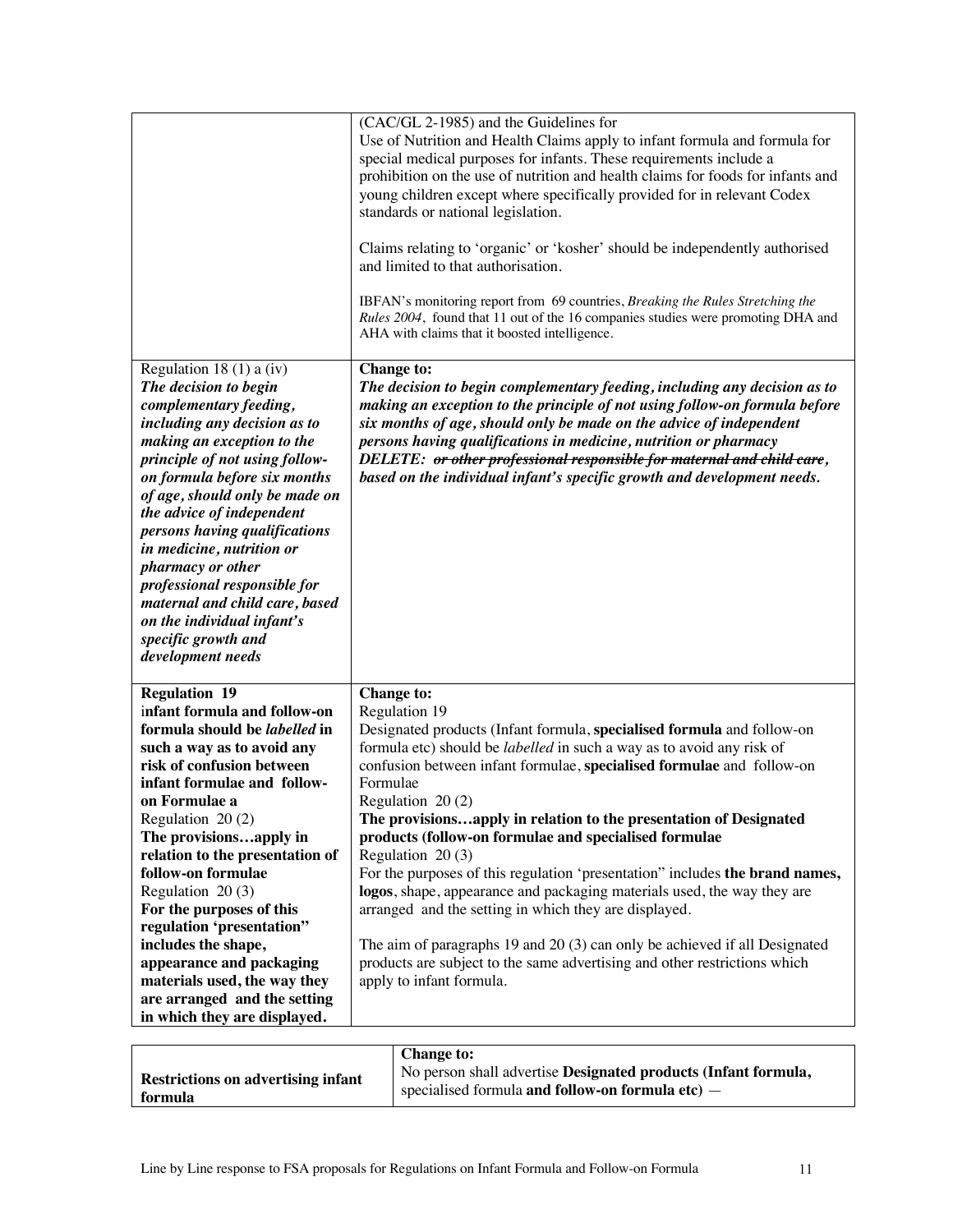| | |
|---|---|
| | (CAC/GL 2-1985) and the Guidelines for Use of Nutrition and Health Claims apply to infant formula and formula for special medical purposes for infants. These requirements include a prohibition on the use of nutrition and health claims for foods for infants and young children except where specifically provided for in relevant Codex standards or national legislation.<br><br>Claims relating to 'organic' or 'kosher' should be independently authorised and limited to that authorisation.<br><br>IBFAN's monitoring report from 69 countries, *Breaking the Rules Stretching the Rules 2004*, found that 11 out of the 16 companies studies were promoting DHA and AHA with claims that it boosted intelligence. |
| Regulation 18 (1) a (iv)<br>***The decision to begin complementary feeding, including any decision as to making an exception to the principle of not using follow-on formula before six months of age, should only be made on the advice of independent persons having qualifications in medicine, nutrition or pharmacy or other professional responsible for maternal and child care, based on the individual infant's specific growth and development needs*** | **Change to:**<br>***The decision to begin complementary feeding, including any decision as to making an exception to the principle of not using follow-on formula before six months of age, should only be made on the advice of independent persons having qualifications in medicine, nutrition or pharmacy***<br>***DELETE: ~~or other professional responsible for maternal and child care~~, based on the individual infant's specific growth and development needs.*** |
| **Regulation 19**<br>**infant formula and follow-on formula should be *labelled* in such a way as to avoid any risk of confusion between infant formulae and follow-on Formulae a**<br>Regulation 20 (2)<br>**The provisions…apply in relation to the presentation of follow-on formulae**<br>Regulation 20 (3)<br>**For the purposes of this regulation 'presentation" includes the shape, appearance and packaging materials used, the way they are arranged and the setting in which they are displayed.** | **Change to:**<br>Regulation 19<br>Designated products (Infant formula, **specialised formula** and follow-on formula etc) should be *labelled* in such a way as to avoid any risk of confusion between infant formulae, **specialised formulae** and follow-on Formulae<br>Regulation 20 (2)<br>**The provisions…apply in relation to the presentation of Designated products (follow-on formulae and specialised formulae**<br>Regulation 20 (3)<br>For the purposes of this regulation 'presentation" includes **the brand names, logos**, shape, appearance and packaging materials used, the way they are arranged and the setting in which they are displayed.<br><br>The aim of paragraphs 19 and 20 (3) can only be achieved if all Designated products are subject to the same advertising and other restrictions which apply to infant formula. |

| | |
|---|---|
| **Restrictions on advertising infant formula** | **Change to:**<br>No person shall advertise **Designated products (Infant formula,** specialised formula **and follow-on formula etc)** — |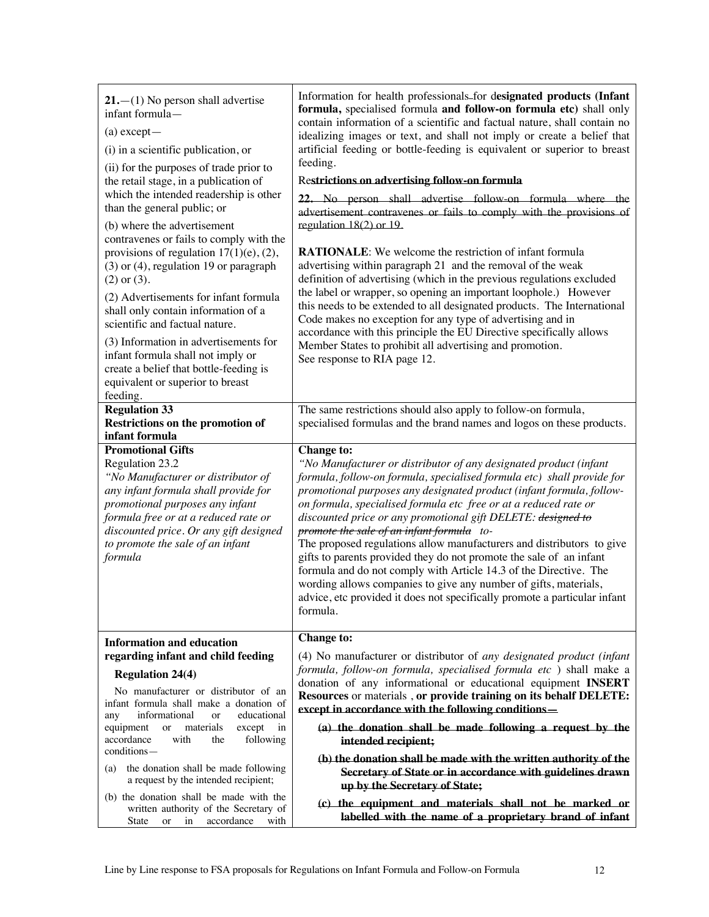| | |
|---|---|
| **21.**—(1) No person shall advertise infant formula—<br>(a) except—<br>(i) in a scientific publication, or<br>(ii) for the purposes of trade prior to the retail stage, in a publication of which the intended readership is other than the general public; or<br>(b) where the advertisement contravenes or fails to comply with the provisions of regulation 17(1)(e), (2), (3) or (4), regulation 19 or paragraph (2) or (3).<br>(2) Advertisements for infant formula shall only contain information of a scientific and factual nature.<br>(3) Information in advertisements for infant formula shall not imply or create a belief that bottle-feeding is equivalent or superior to breast feeding. | Information for health professionals ~~_~~for d**esignated products (Infant formula,** specialised formula **and follow-on formula etc)** shall only contain information of a scientific and factual nature, shall contain no idealizing images or text, and shall not imply or create a belief that artificial feeding or bottle-feeding is equivalent or superior to breast feeding.<br>Re**~~strictions on advertising follow-on formula~~**<br>~~**22.** No person shall advertise follow-on formula where the advertisement contravenes or fails to comply with the provisions of regulation 18(2) or 19.~~<br><br>**RATIONALE**: We welcome the restriction of infant formula advertising within paragraph 21 and the removal of the weak definition of advertising (which in the previous regulations excluded the label or wrapper, so opening an important loophole.) However this needs to be extended to all designated products. The International Code makes no exception for any type of advertising and in accordance with this principle the EU Directive specifically allows Member States to prohibit all advertising and promotion.<br>See response to RIA page 12. |
| **Regulation 33**<br>**Restrictions on the promotion of infant formula** | The same restrictions should also apply to follow-on formula, specialised formulas and the brand names and logos on these products. |
| **Promotional Gifts**<br>Regulation 23.2<br>*"No Manufacturer or distributor of any infant formula shall provide for promotional purposes any infant formula free or at a reduced rate or discounted price. Or any gift designed to promote the sale of an infant formula* | **Change to:**<br>*"No Manufacturer or distributor of any designated product (infant formula, follow-on formula, specialised formula etc) shall provide for promotional purposes any designated product (infant formula, follow-on formula, specialised formula etc free or at a reduced rate or discounted price or any promotional gift DELETE: ~~designed to promote the sale of an infant formula~~ to-*<br>The proposed regulations allow manufacturers and distributors to give gifts to parents provided they do not promote the sale of an infant formula and do not comply with Article 14.3 of the Directive. The wording allows companies to give any number of gifts, materials, advice, etc provided it does not specifically promote a particular infant formula. |
| **Information and education regarding infant and child feeding**<br>**Regulation 24(4)**<br>No manufacturer or distributor of an infant formula shall make a donation of any informational or educational equipment or materials except in accordance with the following conditions—<br>(a) the donation shall be made following a request by the intended recipient;<br>(b) the donation shall be made with the written authority of the Secretary of State or in accordance with | **Change to:**<br>(4) No manufacturer or distributor of *any designated product (infant formula, follow-on formula, specialised formula etc* ) shall make a donation of any informational or educational equipment **INSERT Resources** or materials , **or provide training on its behalf DELETE: ~~except in accordance with the following conditions—~~**<br>**~~(a) the donation shall be made following a request by the intended recipient;~~**<br>**~~(b) the donation shall be made with the written authority of the Secretary of State or in accordance with guidelines drawn up by the Secretary of State;~~**<br>**~~(c) the equipment and materials shall not be marked or labelled with the name of a proprietary brand of infant~~** |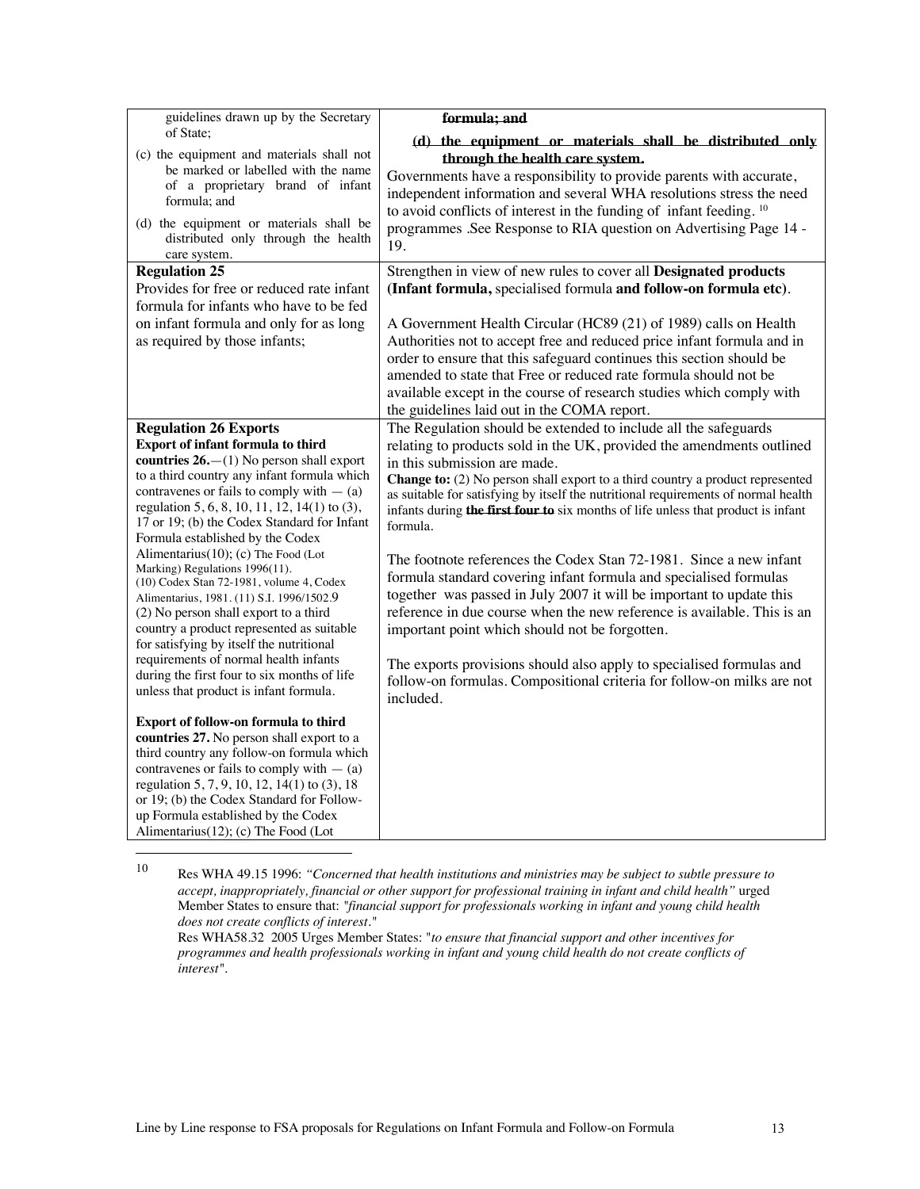| | |
|---|---|
| guidelines drawn up by the Secretary of State;<br>(c) the equipment and materials shall not be marked or labelled with the name of a proprietary brand of infant formula; and<br>(d) the equipment or materials shall be distributed only through the health care system. | ~~formula; and~~<br>~~(d) the equipment or materials shall be distributed only through the health care system.~~<br>Governments have a responsibility to provide parents with accurate, independent information and several WHA resolutions stress the need to avoid conflicts of interest in the funding of infant feeding. [10] programmes .See Response to RIA question on Advertising Page 14 - 19. |
| **Regulation 25**<br>Provides for free or reduced rate infant formula for infants who have to be fed on infant formula and only for as long as required by those infants; | Strengthen in view of new rules to cover all **Designated products (Infant formula,** specialised formula **and follow-on formula etc)**.<br><br>A Government Health Circular (HC89 (21) of 1989) calls on Health Authorities not to accept free and reduced price infant formula and in order to ensure that this safeguard continues this section should be amended to state that Free or reduced rate formula should not be available except in the course of research studies which comply with the guidelines laid out in the COMA report. |
| **Regulation 26 Exports**<br>**Export of infant formula to third countries 26.**—(1) No person shall export to a third country any infant formula which contravenes or fails to comply with — (a) regulation 5, 6, 8, 10, 11, 12, 14(1) to (3), 17 or 19; (b) the Codex Standard for Infant Formula established by the Codex Alimentarius(10); (c) The Food (Lot Marking) Regulations 1996(11).<br>(10) Codex Stan 72-1981, volume 4, Codex Alimentarius, 1981. (11) S.I. 1996/1502.9<br>(2) No person shall export to a third country a product represented as suitable for satisfying by itself the nutritional requirements of normal health infants during the first four to six months of life unless that product is infant formula.<br><br>**Export of follow-on formula to third countries 27.** No person shall export to a third country any follow-on formula which contravenes or fails to comply with — (a) regulation 5, 7, 9, 10, 12, 14(1) to (3), 18 or 19; (b) the Codex Standard for Follow-up Formula established by the Codex Alimentarius(12); (c) The Food (Lot | The Regulation should be extended to include all the safeguards relating to products sold in the UK, provided the amendments outlined in this submission are made.<br>**Change to:** (2) No person shall export to a third country a product represented as suitable for satisfying by itself the nutritional requirements of normal health infants during ~~**the first four to**~~ six months of life unless that product is infant formula.<br><br>The footnote references the Codex Stan 72-1981. Since a new infant formula standard covering infant formula and specialised formulas together was passed in July 2007 it will be important to update this reference in due course when the new reference is available. This is an important point which should not be forgotten.<br><br>The exports provisions should also apply to specialised formulas and follow-on formulas. Compositional criteria for follow-on milks are not included. |

[10] Res WHA 49.15 1996: *"Concerned that health institutions and ministries may be subject to subtle pressure to accept, inappropriately, financial or other support for professional training in infant and child health"* urged Member States to ensure that: "*financial support for professionals working in infant and young child health does not create conflicts of interest*."
Res WHA58.32 2005 Urges Member States: "*to ensure that financial support and other incentives for programmes and health professionals working in infant and young child health do not create conflicts of interest*".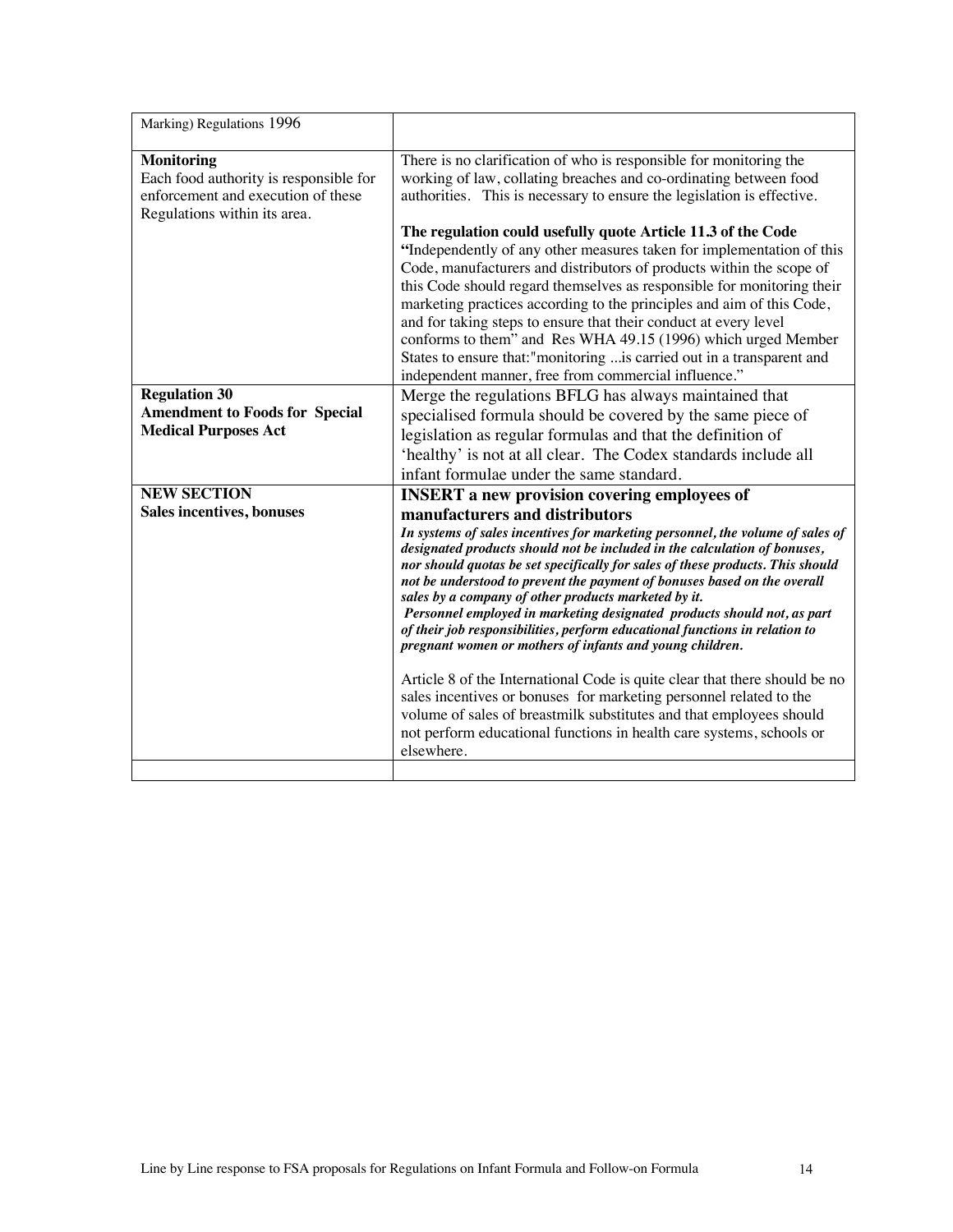| | |
|---|---|
| Marking) Regulations 1996 | |
| **Monitoring**<br>Each food authority is responsible for enforcement and execution of these Regulations within its area. | There is no clarification of who is responsible for monitoring the working of law, collating breaches and co-ordinating between food authorities. This is necessary to ensure the legislation is effective.<br><br>**The regulation could usefully quote Article 11.3 of the Code** **"**Independently of any other measures taken for implementation of this Code, manufacturers and distributors of products within the scope of this Code should regard themselves as responsible for monitoring their marketing practices according to the principles and aim of this Code, and for taking steps to ensure that their conduct at every level conforms to them" and Res WHA 49.15 (1996) which urged Member States to ensure that:"monitoring ...is carried out in a transparent and independent manner, free from commercial influence." |
| **Regulation 30**<br>**Amendment to Foods for Special Medical Purposes Act** | Merge the regulations BFLG has always maintained that specialised formula should be covered by the same piece of legislation as regular formulas and that the definition of 'healthy' is not at all clear. The Codex standards include all infant formulae under the same standard. |
| **NEW SECTION**<br>**Sales incentives, bonuses** | **INSERT a new provision covering employees of manufacturers and distributors**<br>***In systems of sales incentives for marketing personnel, the volume of sales of designated products should not be included in the calculation of bonuses, nor should quotas be set specifically for sales of these products. This should not be understood to prevent the payment of bonuses based on the overall sales by a company of other products marketed by it.***<br>***Personnel employed in marketing designated products should not, as part of their job responsibilities, perform educational functions in relation to pregnant women or mothers of infants and young children.***<br><br>Article 8 of the International Code is quite clear that there should be no sales incentives or bonuses for marketing personnel related to the volume of sales of breastmilk substitutes and that employees should not perform educational functions in health care systems, schools or elsewhere. |
| | |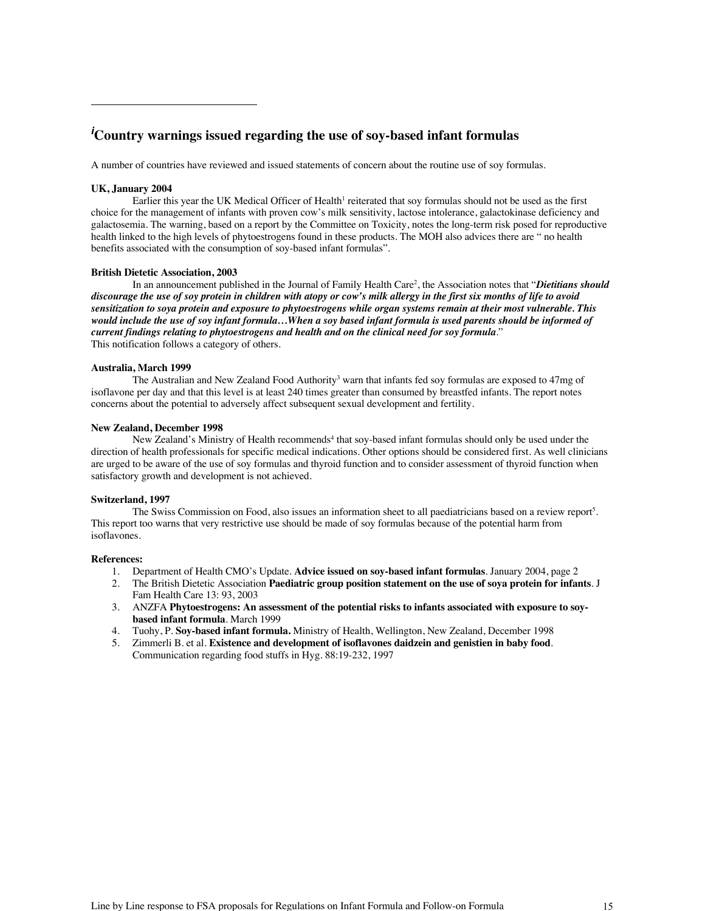## [i]Country warnings issued regarding the use of soy-based infant formulas

A number of countries have reviewed and issued statements of concern about the routine use of soy formulas.

**UK, January 2004**

Earlier this year the UK Medical Officer of Health[1] reiterated that soy formulas should not be used as the first choice for the management of infants with proven cow's milk sensitivity, lactose intolerance, galactokinase deficiency and galactosemia. The warning, based on a report by the Committee on Toxicity, notes the long-term risk posed for reproductive health linked to the high levels of phytoestrogens found in these products. The MOH also advices there are " no health benefits associated with the consumption of soy-based infant formulas".

**British Dietetic Association, 2003**

In an announcement published in the Journal of Family Health Care[2], the Association notes that "***Dietitians should discourage the use of soy protein in children with atopy or cow's milk allergy in the first six months of life to avoid sensitization to soya protein and exposure to phytoestrogens while organ systems remain at their most vulnerable. This would include the use of soy infant formula…When a soy based infant formula is used parents should be informed of current findings relating to phytoestrogens and health and on the clinical need for soy formula***."
This notification follows a category of others.

**Australia, March 1999**

The Australian and New Zealand Food Authority[3] warn that infants fed soy formulas are exposed to 47mg of isoflavone per day and that this level is at least 240 times greater than consumed by breastfed infants. The report notes concerns about the potential to adversely affect subsequent sexual development and fertility.

**New Zealand, December 1998**

New Zealand's Ministry of Health recommends[4] that soy-based infant formulas should only be used under the direction of health professionals for specific medical indications. Other options should be considered first. As well clinicians are urged to be aware of the use of soy formulas and thyroid function and to consider assessment of thyroid function when satisfactory growth and development is not achieved.

**Switzerland, 1997**

The Swiss Commission on Food, also issues an information sheet to all paediatricians based on a review report[5]. This report too warns that very restrictive use should be made of soy formulas because of the potential harm from isoflavones.

**References:**

1. Department of Health CMO's Update. **Advice issued on soy-based infant formulas**. January 2004, page 2
2. The British Dietetic Association **Paediatric group position statement on the use of soya protein for infants**. J Fam Health Care 13: 93, 2003
3. ANZFA **Phytoestrogens: An assessment of the potential risks to infants associated with exposure to soy-based infant formula**. March 1999
4. Tuohy, P. **Soy-based infant formula.** Ministry of Health, Wellington, New Zealand, December 1998
5. Zimmerli B. et al. **Existence and development of isoflavones daidzein and genistien in baby food**. Communication regarding food stuffs in Hyg. 88:19-232, 1997